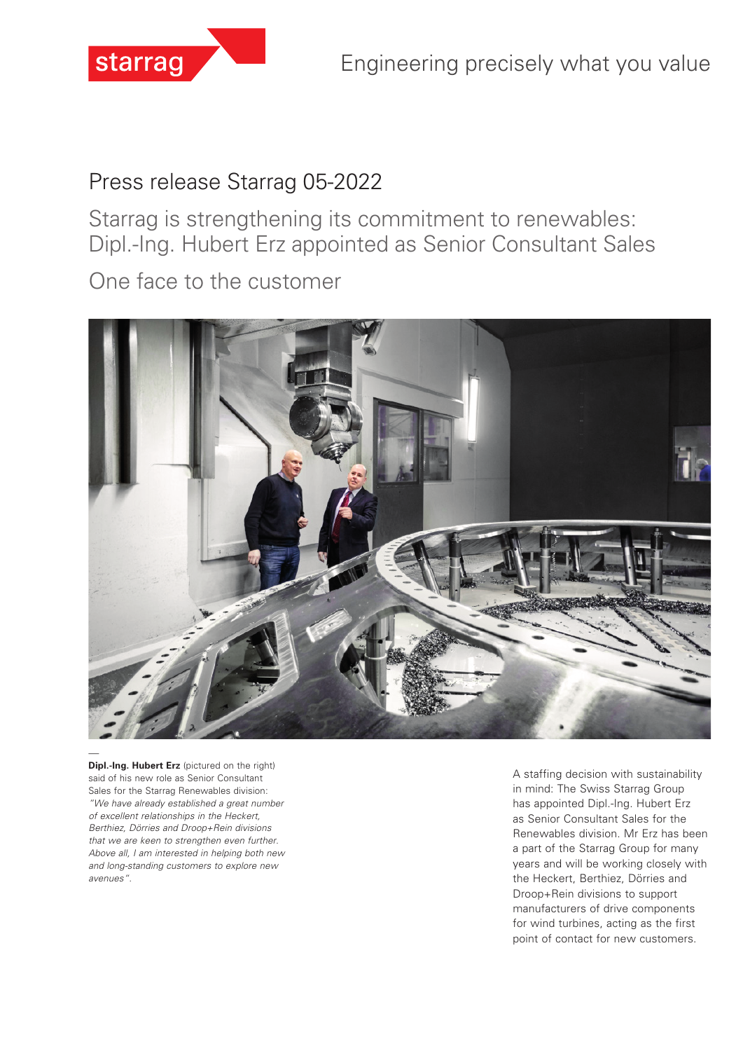# Press release Starrag 05-2022

## Starrag is strengthening its commitment to renewables: Dipl.-Ing. Hubert Erz appointed as Senior Consultant Sales

## One face to the customer

—

**Dipl.-Ing. Hubert Erz** (pictured on the right) said of his new role as Senior Consultant Sales for the Starrag Renewables division: *"We have already established a great number of excellent relationships in the Heckert, Berthiez, Dörries and Droop+Rein divisions that we are keen to strengthen even further. Above all, I am interested in helping both new and long-standing customers to explore new avenues".*

A staffing decision with sustainability in mind: The Swiss Starrag Group has appointed Dipl.-Ing. Hubert Erz as Senior Consultant Sales for the Renewables division. Mr Erz has been a part of the Starrag Group for many years and will be working closely with the Heckert, Berthiez, Dörries and Droop+Rein divisions to support manufacturers of drive components for wind turbines, acting as the first point of contact for new customers.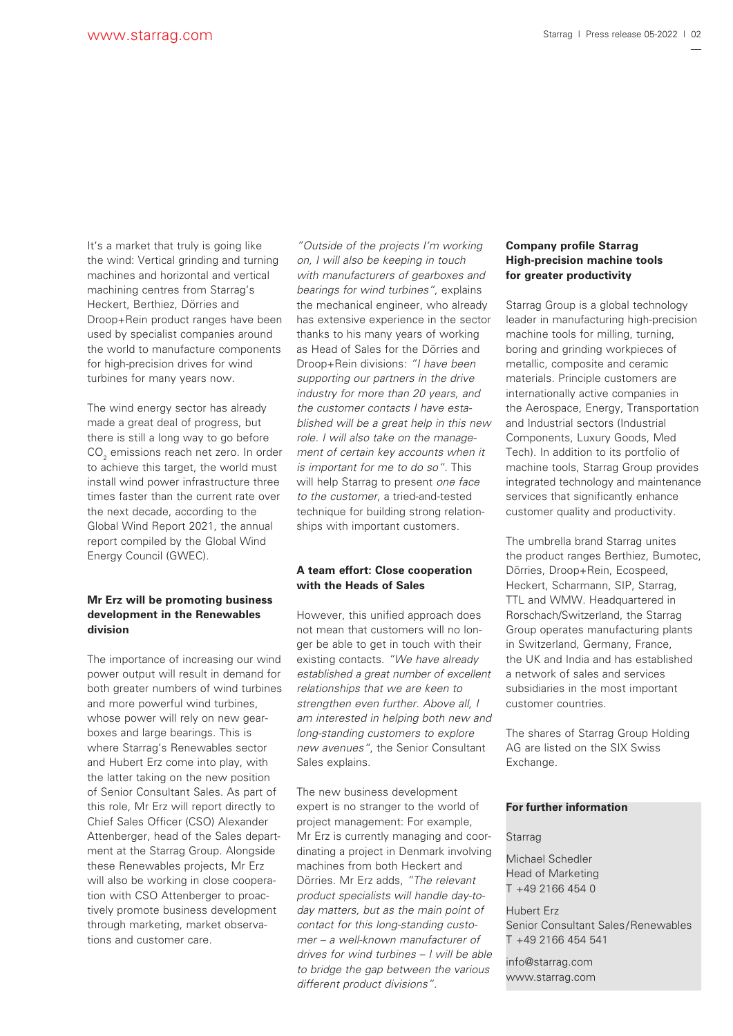It's a market that truly is going like the wind: Vertical grinding and turning machines and horizontal and vertical machining centres from Starrag's Heckert, Berthiez, Dörries and Droop+Rein product ranges have been used by specialist companies around the world to manufacture components for high-precision drives for wind turbines for many years now.

The wind energy sector has already made a great deal of progress, but there is still a long way to go before $CO_2$ emissions reach net zero. In order to achieve this target, the world must install wind power infrastructure three times faster than the current rate over the next decade, according to the Global Wind Report 2021, the annual report compiled by the Global Wind Energy Council (GWEC).

**Mr Erz will be promoting business development in the Renewables division**

The importance of increasing our wind power output will result in demand for both greater numbers of wind turbines and more powerful wind turbines, whose power will rely on new gearboxes and large bearings. This is where Starrag's Renewables sector and Hubert Erz come into play, with the latter taking on the new position of Senior Consultant Sales. As part of this role, Mr Erz will report directly to Chief Sales Officer (CSO) Alexander Attenberger, head of the Sales department at the Starrag Group. Alongside these Renewables projects, Mr Erz will also be working in close cooperation with CSO Attenberger to proactively promote business development through marketing, market observations and customer care.

*"Outside of the projects I'm working on, I will also be keeping in touch with manufacturers of gearboxes and bearings for wind turbines"*, explains the mechanical engineer, who already has extensive experience in the sector thanks to his many years of working as Head of Sales for the Dörries and Droop+Rein divisions: *"I have been supporting our partners in the drive industry for more than 20 years, and the customer contacts I have established will be a great help in this new role. I will also take on the management of certain key accounts when it is important for me to do so"*. This will help Starrag to present *one face to the customer*, a tried-and-tested technique for building strong relationships with important customers.

**A team effort: Close cooperation with the Heads of Sales**

However, this unified approach does not mean that customers will no longer be able to get in touch with their existing contacts. *"We have already established a great number of excellent relationships that we are keen to strengthen even further. Above all, I am interested in helping both new and long-standing customers to explore new avenues"*, the Senior Consultant Sales explains.

The new business development expert is no stranger to the world of project management: For example, Mr Erz is currently managing and coordinating a project in Denmark involving machines from both Heckert and Dörries. Mr Erz adds, *"The relevant product specialists will handle day-to-day matters, but as the main point of contact for this long-standing customer – a well-known manufacturer of drives for wind turbines – I will be able to bridge the gap between the various different product divisions"*.

**Company profile Starrag**
**High-precision machine tools for greater productivity**

Starrag Group is a global technology leader in manufacturing high-precision machine tools for milling, turning, boring and grinding workpieces of metallic, composite and ceramic materials. Principle customers are internationally active companies in the Aerospace, Energy, Transportation and Industrial sectors (Industrial Components, Luxury Goods, Med Tech). In addition to its portfolio of machine tools, Starrag Group provides integrated technology and maintenance services that significantly enhance customer quality and productivity.

The umbrella brand Starrag unites the product ranges Berthiez, Bumotec, Dörries, Droop+Rein, Ecospeed, Heckert, Scharmann, SIP, Starrag, TTL and WMW. Headquartered in Rorschach/Switzerland, the Starrag Group operates manufacturing plants in Switzerland, Germany, France, the UK and India and has established a network of sales and services subsidiaries in the most important customer countries.

The shares of Starrag Group Holding AG are listed on the SIX Swiss Exchange.

**For further information**

Starrag

Michael Schedler
Head of Marketing
T +49 2166 454 0

Hubert Erz
Senior Consultant Sales/Renewables
T +49 2166 454 541

info@starrag.com
www.starrag.com